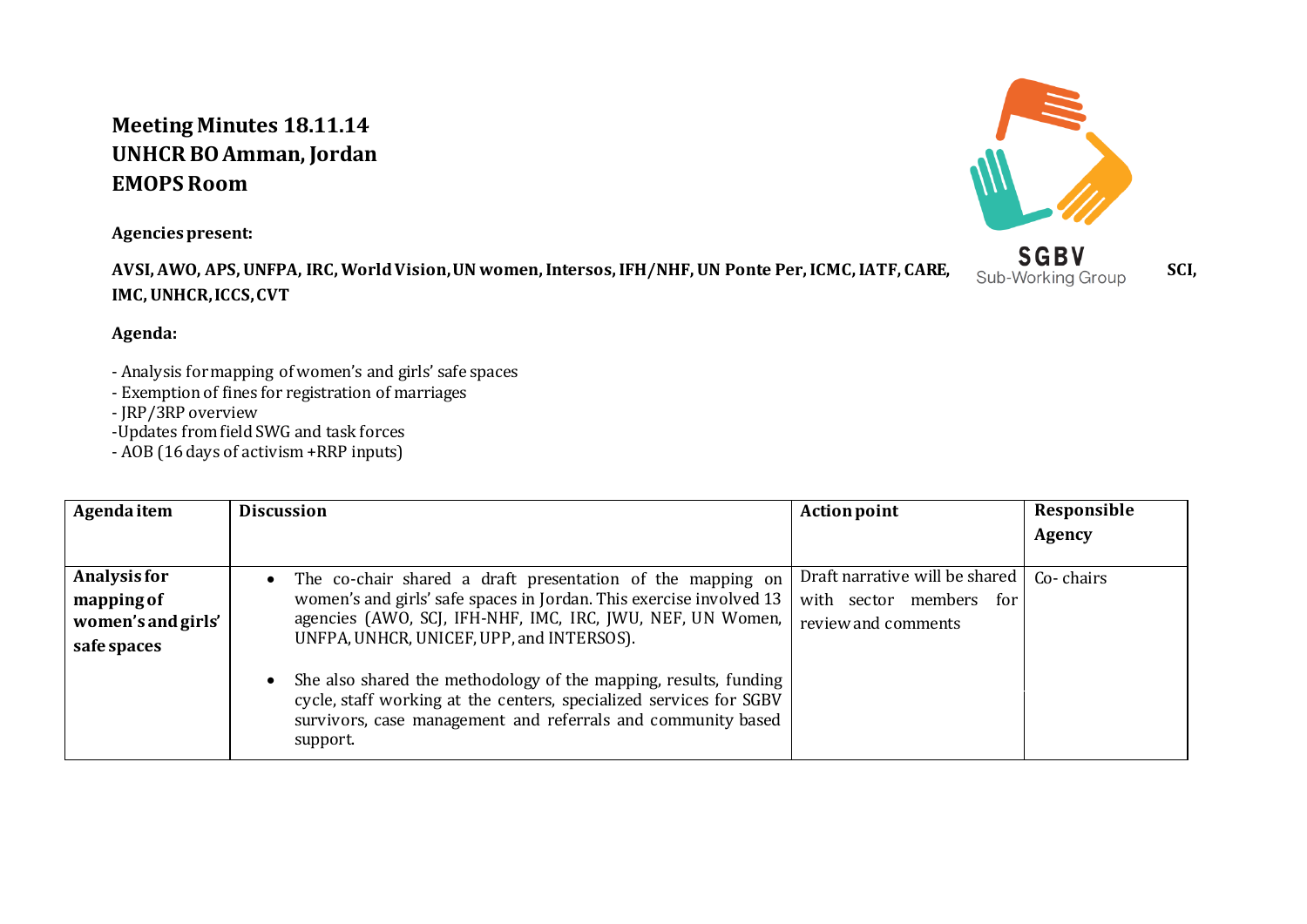**Meeting Minutes 18.11.14**
**UNHCR BO Amman, Jordan**
**EMOPS Room**

**Agencies present:**

**AVSI, AWO, APS, UNFPA, IRC, World Vision, UN women, Intersos, IFH/NHF, UN Ponte Per, ICMC, IATF, CARE, SCI, IMC, UNHCR, ICCS, CVT**

**Agenda:**

- Analysis for mapping of women's and girls' safe spaces
- Exemption of fines for registration of marriages
- JRP/3RP overview
-Updates from field SWG and task forces
- AOB (16 days of activism +RRP inputs)

| Agenda item | Discussion | Action point | Responsible Agency |
|---|---|---|---|
| **Analysis for mapping of women's and girls' safe spaces** | • The co-chair shared a draft presentation of the mapping on women's and girls' safe spaces in Jordan. This exercise involved 13 agencies (AWO, SCJ, IFH-NHF, IMC, IRC, JWU, NEF, UN Women, UNFPA, UNHCR, UNICEF, UPP, and INTERSOS).<br>• She also shared the methodology of the mapping, results, funding cycle, staff working at the centers, specialized services for SGBV survivors, case management and referrals and community based support. | Draft narrative will be shared with sector members for review and comments | Co- chairs |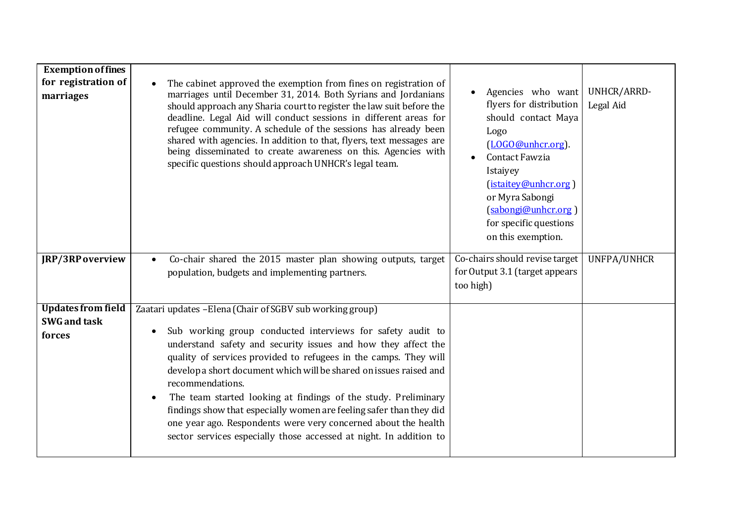| | | | |
|---|---|---|---|
| **Exemption of fines for registration of marriages** | • The cabinet approved the exemption from fines on registration of marriages until December 31, 2014. Both Syrians and Jordanians should approach any Sharia court to register the law suit before the deadline. Legal Aid will conduct sessions in different areas for refugee community. A schedule of the sessions has already been shared with agencies. In addition to that, flyers, text messages are being disseminated to create awareness on this. Agencies with specific questions should approach UNHCR's legal team. | • Agencies who want flyers for distribution should contact Maya Logo (LOGO@unhcr.org). <br>• Contact Fawzia Istaiyey (istaitey@unhcr.org ) or Myra Sabongi (sabongi@unhcr.org ) for specific questions on this exemption. | UNHCR/ARRD-Legal Aid |
| **JRP/3RP overview** | • Co-chair shared the 2015 master plan showing outputs, target population, budgets and implementing partners. | Co-chairs should revise target for Output 3.1 (target appears too high) | UNFPA/UNHCR |
| **Updates from field SWG and task forces** | Zaatari updates –Elena (Chair of SGBV sub working group) <br>• Sub working group conducted interviews for safety audit to understand safety and security issues and how they affect the quality of services provided to refugees in the camps. They will develop a short document which will be shared on issues raised and recommendations. <br>• The team started looking at findings of the study. Preliminary findings show that especially women are feeling safer than they did one year ago. Respondents were very concerned about the health sector services especially those accessed at night. In addition to | | |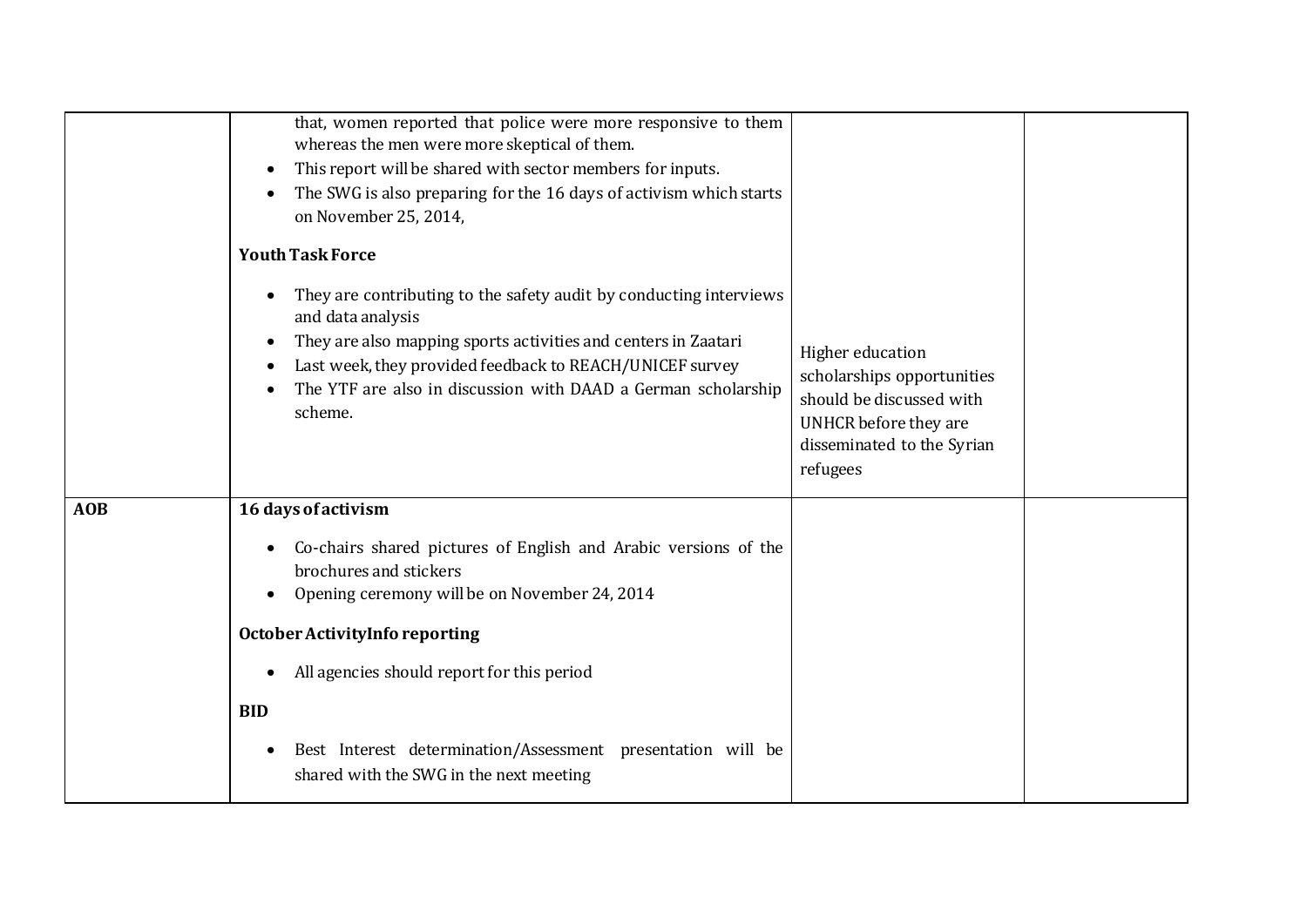| | | | |
|---|---|---|---|
| | that, women reported that police were more responsive to them whereas the men were more skeptical of them.<br>• This report will be shared with sector members for inputs.<br>• The SWG is also preparing for the 16 days of activism which starts on November 25, 2014,<br><br>**Youth Task Force**<br><br>• They are contributing to the safety audit by conducting interviews and data analysis<br>• They are also mapping sports activities and centers in Zaatari<br>• Last week, they provided feedback to REACH/UNICEF survey<br>• The YTF are also in discussion with DAAD a German scholarship scheme. | Higher education scholarships opportunities should be discussed with UNHCR before they are disseminated to the Syrian refugees | |
| **AOB** | **16 days of activism**<br><br>• Co-chairs shared pictures of English and Arabic versions of the brochures and stickers<br>• Opening ceremony will be on November 24, 2014<br><br>**October ActivityInfo reporting**<br><br>• All agencies should report for this period<br><br>**BID**<br><br>• Best Interest determination/Assessment presentation will be shared with the SWG in the next meeting | | |